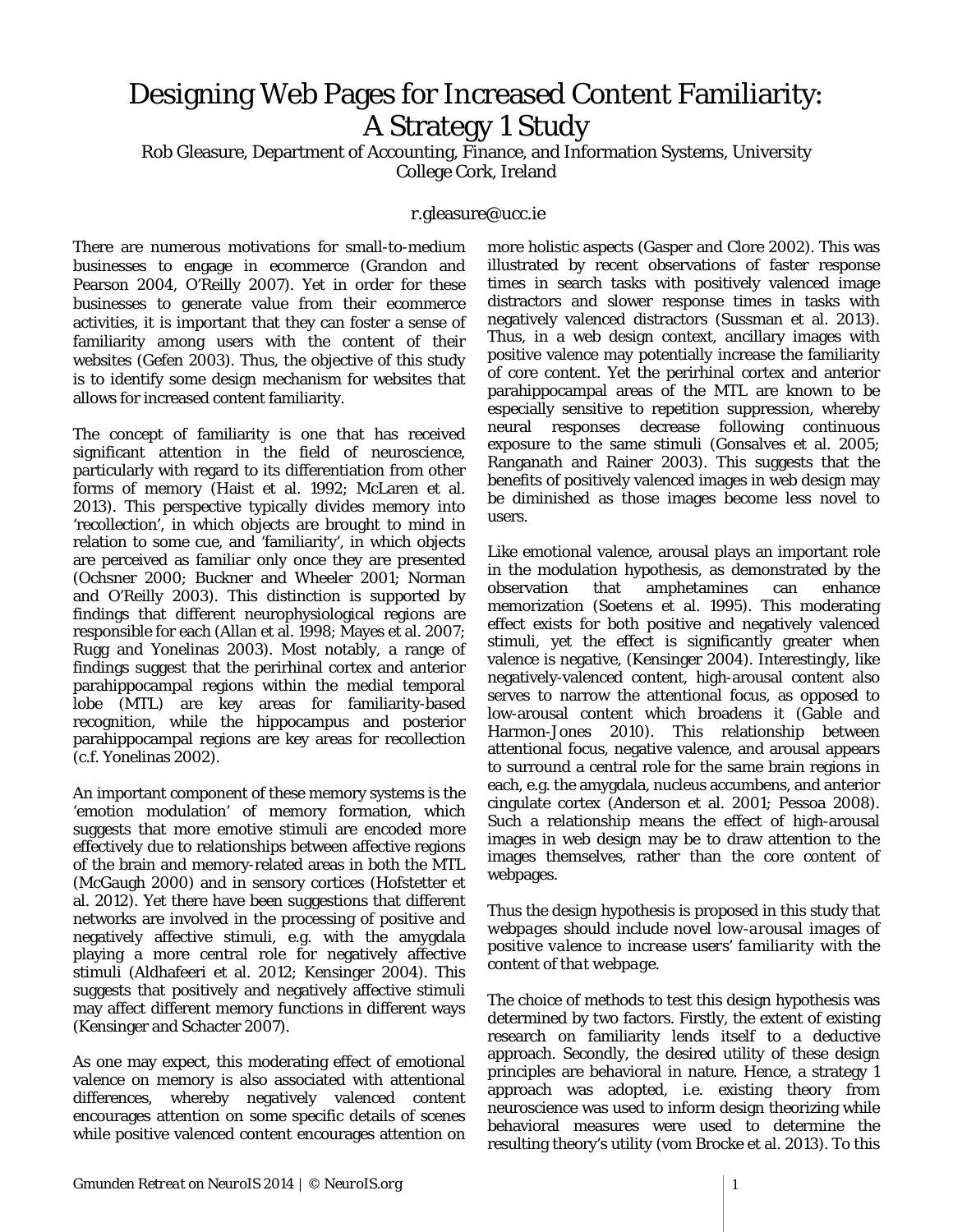# Designing Web Pages for Increased Content Familiarity: A Strategy 1 Study

Rob Gleasure, Department of Accounting, Finance, and Information Systems, University College Cork, Ireland

r.gleasure@ucc.ie

There are numerous motivations for small-to-medium businesses to engage in ecommerce (Grandon and Pearson 2004, O'Reilly 2007). Yet in order for these businesses to generate value from their ecommerce activities, it is important that they can foster a sense of familiarity among users with the content of their websites (Gefen 2003). Thus, the objective of this study is to identify some design mechanism for websites that allows for increased content familiarity.

The concept of familiarity is one that has received significant attention in the field of neuroscience, particularly with regard to its differentiation from other forms of memory (Haist et al. 1992; McLaren et al. 2013). This perspective typically divides memory into 'recollection', in which objects are brought to mind in relation to some cue, and 'familiarity', in which objects are perceived as familiar only once they are presented (Ochsner 2000; Buckner and Wheeler 2001; Norman and O'Reilly 2003). This distinction is supported by findings that different neurophysiological regions are responsible for each (Allan et al. 1998; Mayes et al. 2007; Rugg and Yonelinas 2003). Most notably, a range of findings suggest that the perirhinal cortex and anterior parahippocampal regions within the medial temporal lobe (MTL) are key areas for familiarity-based recognition, while the hippocampus and posterior parahippocampal regions are key areas for recollection (c.f. Yonelinas 2002).

An important component of these memory systems is the 'emotion modulation' of memory formation, which suggests that more emotive stimuli are encoded more effectively due to relationships between affective regions of the brain and memory-related areas in both the MTL (McGaugh 2000) and in sensory cortices (Hofstetter et al. 2012). Yet there have been suggestions that different networks are involved in the processing of positive and negatively affective stimuli, e.g. with the amygdala playing a more central role for negatively affective stimuli (Aldhafeeri et al. 2012; Kensinger 2004). This suggests that positively and negatively affective stimuli may affect different memory functions in different ways (Kensinger and Schacter 2007).

As one may expect, this moderating effect of emotional valence on memory is also associated with attentional differences, whereby negatively valenced content encourages attention on some specific details of scenes while positive valenced content encourages attention on more holistic aspects (Gasper and Clore 2002). This was illustrated by recent observations of faster response times in search tasks with positively valenced image distractors and slower response times in tasks with negatively valenced distractors (Sussman et al. 2013). Thus, in a web design context, ancillary images with positive valence may potentially increase the familiarity of core content. Yet the perirhinal cortex and anterior parahippocampal areas of the MTL are known to be especially sensitive to repetition suppression, whereby neural responses decrease following continuous exposure to the same stimuli (Gonsalves et al. 2005; Ranganath and Rainer 2003). This suggests that the benefits of positively valenced images in web design may be diminished as those images become less novel to users.

Like emotional valence, arousal plays an important role in the modulation hypothesis, as demonstrated by the observation that amphetamines can enhance memorization (Soetens et al. 1995). This moderating effect exists for both positive and negatively valenced stimuli, yet the effect is significantly greater when valence is negative, (Kensinger 2004). Interestingly, like negatively-valenced content, high-arousal content also serves to narrow the attentional focus, as opposed to low-arousal content which broadens it (Gable and Harmon-Jones 2010). This relationship between attentional focus, negative valence, and arousal appears to surround a central role for the same brain regions in each, e.g. the amygdala, nucleus accumbens, and anterior cingulate cortex (Anderson et al. 2001; Pessoa 2008). Such a relationship means the effect of high-arousal images in web design may be to draw attention to the images themselves, rather than the core content of webpages.

Thus the design hypothesis is proposed in this study that *webpages should include novel low-arousal images of positive valence to increase users' familiarity with the content of that webpage*.

The choice of methods to test this design hypothesis was determined by two factors. Firstly, the extent of existing research on familiarity lends itself to a deductive approach. Secondly, the desired utility of these design principles are behavioral in nature. Hence, a strategy 1 approach was adopted, i.e. existing theory from neuroscience was used to inform design theorizing while behavioral measures were used to determine the resulting theory's utility (vom Brocke et al. 2013). To this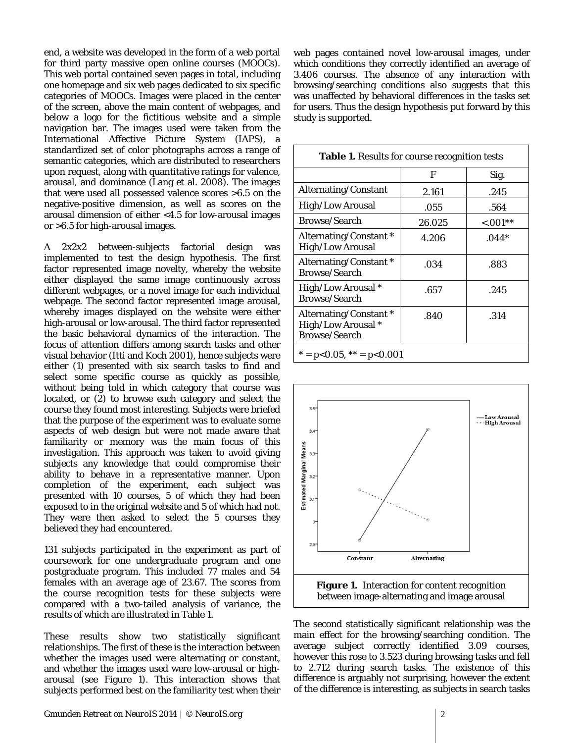end, a website was developed in the form of a web portal for third party massive open online courses (MOOCs). This web portal contained seven pages in total, including one homepage and six web pages dedicated to six specific categories of MOOCs. Images were placed in the center of the screen, above the main content of webpages, and below a logo for the fictitious website and a simple navigation bar. The images used were taken from the International Affective Picture System (IAPS), a standardized set of color photographs across a range of semantic categories, which are distributed to researchers upon request, along with quantitative ratings for valence, arousal, and dominance (Lang et al. 2008). The images that were used all possessed valence scores >6.5 on the negative-positive dimension, as well as scores on the arousal dimension of either <4.5 for low-arousal images or >6.5 for high-arousal images.

A 2x2x2 between-subjects factorial design was implemented to test the design hypothesis. The first factor represented image novelty, whereby the website either displayed the same image continuously across different webpages, or a novel image for each individual webpage. The second factor represented image arousal, whereby images displayed on the website were either high-arousal or low-arousal. The third factor represented the basic behavioral dynamics of the interaction. The focus of attention differs among search tasks and other visual behavior (Itti and Koch 2001), hence subjects were either (1) presented with six search tasks to find and select some specific course as quickly as possible, without being told in which category that course was located, or (2) to browse each category and select the course they found most interesting. Subjects were briefed that the purpose of the experiment was to evaluate some aspects of web design but were not made aware that familiarity or memory was the main focus of this investigation. This approach was taken to avoid giving subjects any knowledge that could compromise their ability to behave in a representative manner. Upon completion of the experiment, each subject was presented with 10 courses, 5 of which they had been exposed to in the original website and 5 of which had not. They were then asked to select the 5 courses they believed they had encountered.

131 subjects participated in the experiment as part of coursework for one undergraduate program and one postgraduate program. This included 77 males and 54 females with an average age of 23.67. The scores from the course recognition tests for these subjects were compared with a two-tailed analysis of variance, the results of which are illustrated in Table 1.

These results show two statistically significant relationships. The first of these is the interaction between whether the images used were alternating or constant, and whether the images used were low-arousal or high-arousal (see Figure 1). This interaction shows that subjects performed best on the familiarity test when their web pages contained novel low-arousal images, under which conditions they correctly identified an average of 3.406 courses. The absence of any interaction with browsing/searching conditions also suggests that this was unaffected by behavioral differences in the tasks set for users. Thus the design hypothesis put forward by this study is supported.

**Table 1.** Results for course recognition tests

| | F | Sig. |
|---|---|---|
| Alternating/Constant | 2.161 | .245 |
| High/Low Arousal | .055 | .564 |
| Browse/Search | 26.025 | <.001** |
| Alternating/Constant * High/Low Arousal | 4.206 | .044* |
| Alternating/Constant * Browse/Search | .034 | .883 |
| High/Low Arousal * Browse/Search | .657 | .245 |
| Alternating/Constant * High/Low Arousal * Browse/Search | .840 | .314 |
| * = $p<0.05$, ** = $p<0.001$ | | |

**Figure 1.** Interaction for content recognition between image-alternating and image arousal

The second statistically significant relationship was the main effect for the browsing/searching condition. The average subject correctly identified 3.09 courses, however this rose to 3.523 during browsing tasks and fell to 2.712 during search tasks. The existence of this difference is arguably not surprising, however the extent of the difference is interesting, as subjects in search tasks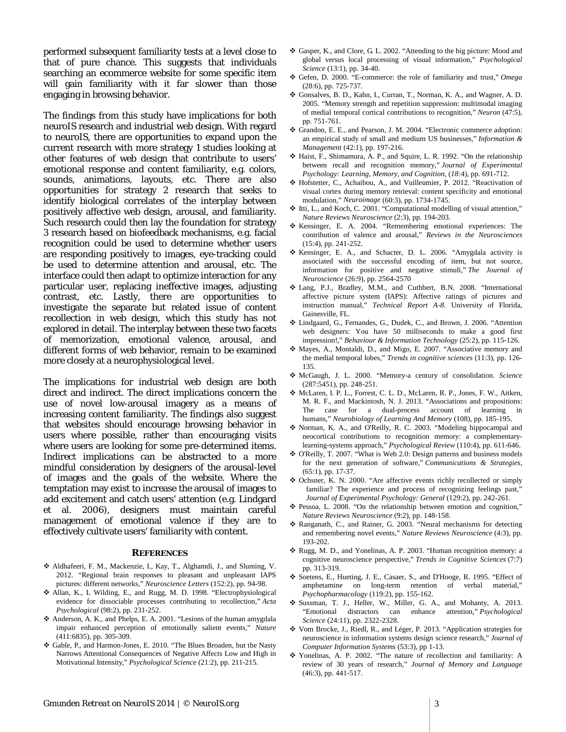performed subsequent familiarity tests at a level close to that of pure chance. This suggests that individuals searching an ecommerce website for some specific item will gain familiarity with it far slower than those engaging in browsing behavior.

The findings from this study have implications for both neuroIS research and industrial web design. With regard to neuroIS, there are opportunities to expand upon the current research with more strategy 1 studies looking at other features of web design that contribute to users' emotional response and content familiarity, e.g. colors, sounds, animations, layouts, etc. There are also opportunities for strategy 2 research that seeks to identify biological correlates of the interplay between positively affective web design, arousal, and familiarity. Such research could then lay the foundation for strategy 3 research based on biofeedback mechanisms, e.g. facial recognition could be used to determine whether users are responding positively to images, eye-tracking could be used to determine attention and arousal, etc. The interface could then adapt to optimize interaction for any particular user, replacing ineffective images, adjusting contrast, etc. Lastly, there are opportunities to investigate the separate but related issue of content recollection in web design, which this study has not explored in detail. The interplay between these two facets of memorization, emotional valence, arousal, and different forms of web behavior, remain to be examined more closely at a neurophysiological level.

The implications for industrial web design are both direct and indirect. The direct implications concern the use of novel low-arousal imagery as a means of increasing content familiarity. The findings also suggest that websites should encourage browsing behavior in users where possible, rather than encouraging visits where users are looking for some pre-determined items. Indirect implications can be abstracted to a more mindful consideration by designers of the arousal-level of images and the goals of the website. Where the temptation may exist to increase the arousal of images to add excitement and catch users' attention (e.g. Lindgard et al. 2006), designers must maintain careful management of emotional valence if they are to effectively cultivate users' familiarity with content.

## REFERENCES

- Aldhafeeri, F. M., Mackenzie, I., Kay, T., Alghamdi, J., and Sluming, V. 2012. "Regional brain responses to pleasant and unpleasant IAPS pictures: different networks," *Neuroscience Letters* (152:2), pp. 94-98.
- Allan, K., L Wilding, E., and Rugg, M. D. 1998. "Electrophysiological evidence for dissociable processes contributing to recollection," *Acta Psychological* (98:2), pp. 231-252.
- Anderson, A. K., and Phelps, E. A. 2001. "Lesions of the human amygdala impair enhanced perception of emotionally salient events," *Nature* (411:6835), pp. 305-309.
- Gable, P., and Harmon-Jones, E. 2010. "The Blues Broaden, but the Nasty Narrows Attentional Consequences of Negative Affects Low and High in Motivational Intensity," *Psychological Science* (21:2), pp. 211-215.
- Gasper, K., and Clore, G. L. 2002. "Attending to the big picture: Mood and global versus local processing of visual information," *Psychological Science* (13:1), pp. 34-40.
- Gefen, D. 2000. "E-commerce: the role of familiarity and trust," *Omega* (28:6), pp. 725-737.
- Gonsalves, B. D., Kahn, I., Curran, T., Norman, K. A., and Wagner, A. D. 2005. "Memory strength and repetition suppression: multimodal imaging of medial temporal cortical contributions to recognition," *Neuron* (47:5), pp. 751-761.
- Grandon, E. E., and Pearson, J. M. 2004. "Electronic commerce adoption: an empirical study of small and medium US businesses," *Information & Management* (42:1), pp. 197-216.
- Haist, F., Shimamura, A. P., and Squire, L. R. 1992. "On the relationship between recall and recognition memory," *Journal of Experimental Psychology: Learning, Memory, and Cognition*, (*18:*4), pp. 691-712.
- Hofstetter, C., Achaibou, A., and Vuilleumier, P. 2012. "Reactivation of visual cortex during memory retrieval: content specificity and emotional modulation," *Neuroimage* (60:3), pp. 1734-1745.
- Itti, L., and Koch, C. 2001. "Computational modelling of visual attention," *Nature Reviews Neuroscience* (2:3), pp. 194-203.
- Kensinger, E. A. 2004. "Remembering emotional experiences: The contribution of valence and arousal," *Reviews in the Neurosciences* (15:4), pp. 241-252.
- Kensinger, E. A., and Schacter, D. L. 2006. "Amygdala activity is associated with the successful encoding of item, but not source, information for positive and negative stimuli," *The Journal of Neuroscience* (26:9), pp. 2564-2570
- Lang, P.J., Bradley, M.M., and Cuthbert, B.N. 2008. "International affective picture system (IAPS): Affective ratings of pictures and instruction manual," *Technical Report A-8*. University of Florida, Gainesville, FL.
- Lindgaard, G., Fernandes, G., Dudek, C., and Brown, J. 2006. "Attention web designers: You have 50 milliseconds to make a good first impression!," *Behaviour & Information Technology* (25:2), pp. 115-126.
- Mayes, A., Montaldi, D., and Migo, E. 2007. "Associative memory and the medial temporal lobes," *Trends in cognitive sciences* (11:3), pp. 126-135.
- McGaugh, J. L. 2000. "Memory-a century of consolidation. *Science* (287:5451), pp. 248-251.
- McLaren, I. P. L., Forrest, C. L. D., McLaren, R. P., Jones, F. W., Aitken, M. R. F., and Mackintosh, N. J. 2013. "Associations and propositions: The case for a dual-process account of learning in humans," *Neurobiology of Learning And Memory* (108), pp. 185-195.
- Norman, K. A., and O'Reilly, R. C. 2003. "Modeling hippocampal and neocortical contributions to recognition memory: a complementary-learning-systems approach," *Psychological Review* (110:4), pp. 611-646.
- O'Reilly, T. 2007. "What is Web 2.0: Design patterns and business models for the next generation of software," *Communications & Strategies*, (65:1), pp. 17-37.
- Ochsner, K. N. 2000. "Are affective events richly recollected or simply familiar? The experience and process of recognizing feelings past," *Journal of Experimental Psychology: General* (129:2), pp. 242-261.
- Pessoa, L. 2008. "On the relationship between emotion and cognition," *Nature Reviews Neuroscience* (9:2), pp. 148-158.
- Ranganath, C., and Rainer, G. 2003. "Neural mechanisms for detecting and remembering novel events," *Nature Reviews Neuroscience* (4:3), pp. 193-202.
- Rugg, M. D., and Yonelinas, A. P. 2003. "Human recognition memory: a cognitive neuroscience perspective," *Trends in Cognitive Sciences* (7:7) pp. 313-319.
- Soetens, E., Hueting, J. E., Casaer, S., and D'Hooge, R. 1995. "Effect of amphetamine on long-term retention of verbal material," *Psychopharmacology* (119:2), pp. 155-162.
- Sussman, T. J., Heller, W., Miller, G. A., and Mohanty, A. 2013. "Emotional distractors can enhance attention," *Psychological Science* (24:11), pp. 2322-2328.
- Vom Brocke, J., Riedl, R., and Léger, P. 2013. "Application strategies for neuroscience in information systems design science research," *Journal of Computer Information Systems* (53:3), pp 1-13.
- Yonelinas, A. P. 2002. "The nature of recollection and familiarity: A review of 30 years of research," *Journal of Memory and Language* (46:3), pp. 441-517.